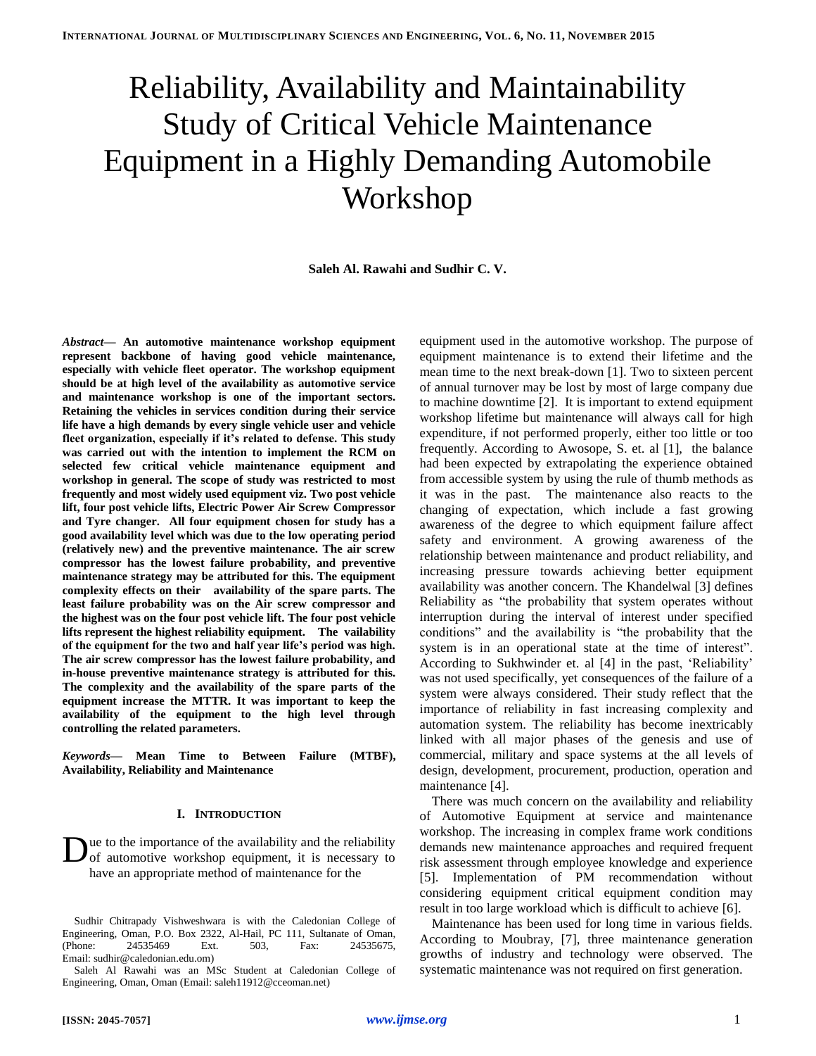# Reliability, Availability and Maintainability Study of Critical Vehicle Maintenance Equipment in a Highly Demanding Automobile Workshop

**Saleh Al. Rawahi and Sudhir C. V.**

***Abstract*— An automotive maintenance workshop equipment represent backbone of having good vehicle maintenance, especially with vehicle fleet operator. The workshop equipment should be at high level of the availability as automotive service and maintenance workshop is one of the important sectors. Retaining the vehicles in services condition during their service life have a high demands by every single vehicle user and vehicle fleet organization, especially if it's related to defense. This study was carried out with the intention to implement the RCM on selected few critical vehicle maintenance equipment and workshop in general. The scope of study was restricted to most frequently and most widely used equipment viz. Two post vehicle lift, four post vehicle lifts, Electric Power Air Screw Compressor and Tyre changer. All four equipment chosen for study has a good availability level which was due to the low operating period (relatively new) and the preventive maintenance. The air screw compressor has the lowest failure probability, and preventive maintenance strategy may be attributed for this. The equipment complexity effects on their availability of the spare parts. The least failure probability was on the Air screw compressor and the highest was on the four post vehicle lift. The four post vehicle lifts represent the highest reliability equipment. The vailability of the equipment for the two and half year life's period was high. The air screw compressor has the lowest failure probability, and in-house preventive maintenance strategy is attributed for this. The complexity and the availability of the spare parts of the equipment increase the MTTR. It was important to keep the availability of the equipment to the high level through controlling the related parameters.**

***Keywords*— Mean Time to Between Failure (MTBF), Availability, Reliability and Maintenance**

## I. Introduction

Due to the importance of the availability and the reliability of automotive workshop equipment, it is necessary to have an appropriate method of maintenance for the equipment used in the automotive workshop. The purpose of equipment maintenance is to extend their lifetime and the mean time to the next break-down [1]. Two to sixteen percent of annual turnover may be lost by most of large company due to machine downtime [2]. It is important to extend equipment workshop lifetime but maintenance will always call for high expenditure, if not performed properly, either too little or too frequently. According to Awosope, S. et. al [1], the balance had been expected by extrapolating the experience obtained from accessible system by using the rule of thumb methods as it was in the past. The maintenance also reacts to the changing of expectation, which include a fast growing awareness of the degree to which equipment failure affect safety and environment. A growing awareness of the relationship between maintenance and product reliability, and increasing pressure towards achieving better equipment availability was another concern. The Khandelwal [3] defines Reliability as "the probability that system operates without interruption during the interval of interest under specified conditions" and the availability is "the probability that the system is in an operational state at the time of interest". According to Sukhwinder et. al [4] in the past, 'Reliability' was not used specifically, yet consequences of the failure of a system were always considered. Their study reflect that the importance of reliability in fast increasing complexity and automation system. The reliability has become inextricably linked with all major phases of the genesis and use of commercial, military and space systems at the all levels of design, development, procurement, production, operation and maintenance [4].

There was much concern on the availability and reliability of Automotive Equipment at service and maintenance workshop. The increasing in complex frame work conditions demands new maintenance approaches and required frequent risk assessment through employee knowledge and experience [5]. Implementation of PM recommendation without considering equipment critical equipment condition may result in too large workload which is difficult to achieve [6].

Maintenance has been used for long time in various fields. According to Moubray, [7], three maintenance generation growths of industry and technology were observed. The systematic maintenance was not required on first generation.

Sudhir Chitrapady Vishweshwara is with the Caledonian College of Engineering, Oman, P.O. Box 2322, Al-Hail, PC 111, Sultanate of Oman, (Phone: 24535469 Ext. 503, Fax: 24535675, Email: sudhir@caledonian.edu.om)

Saleh Al Rawahi was an MSc Student at Caledonian College of Engineering, Oman, Oman (Email: saleh11912@cceoman.net)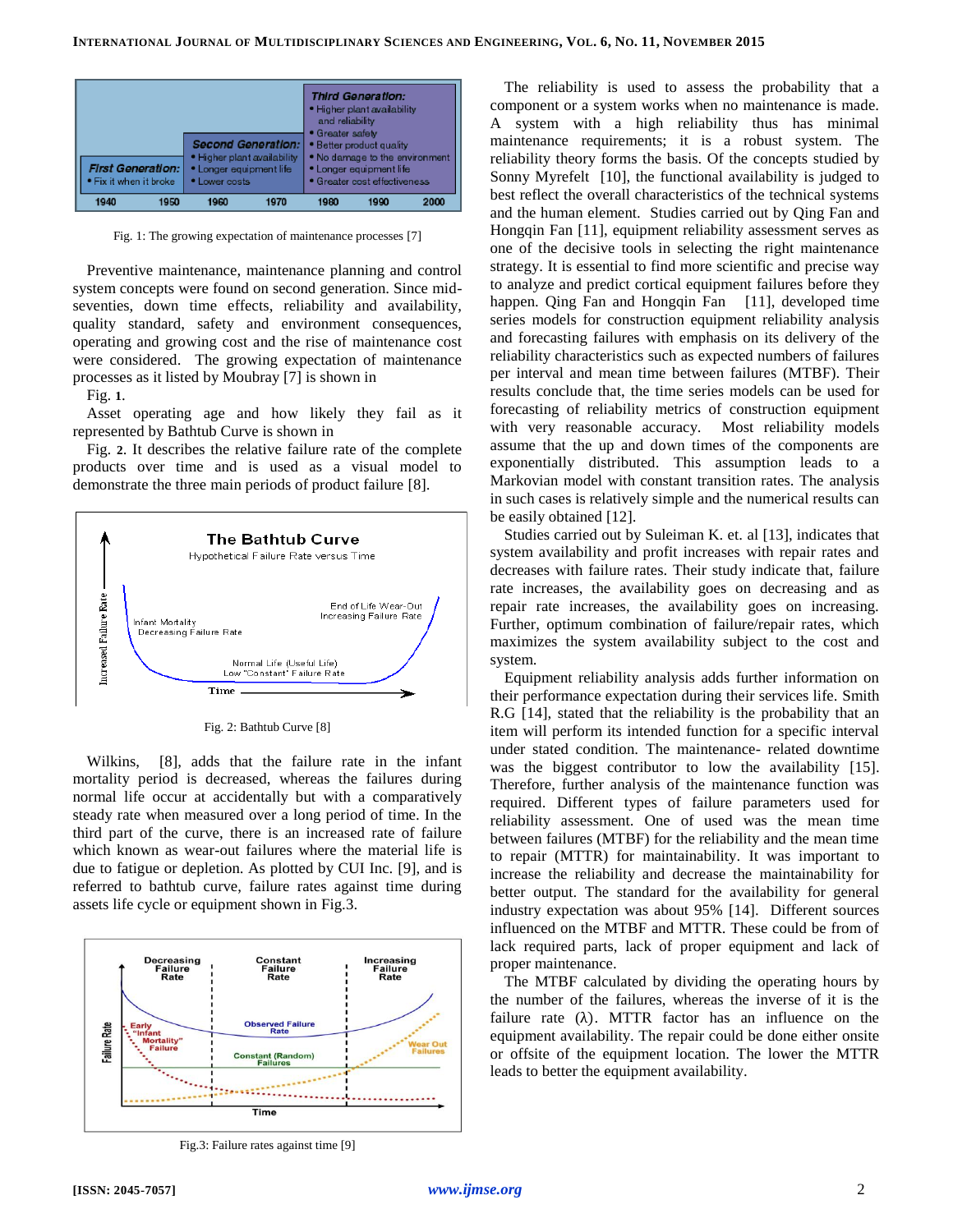Fig. 1: The growing expectation of maintenance processes [7]

Preventive maintenance, maintenance planning and control system concepts were found on second generation. Since mid-seventies, down time effects, reliability and availability, quality standard, safety and environment consequences, operating and growing cost and the rise of maintenance cost were considered. The growing expectation of maintenance processes as it listed by Moubray [7] is shown in

Fig. **1**.

Asset operating age and how likely they fail as it represented by Bathtub Curve is shown in

Fig. **2**. It describes the relative failure rate of the complete products over time and is used as a visual model to demonstrate the three main periods of product failure [8].

Fig. 2: Bathtub Curve [8]

Wilkins, [8], adds that the failure rate in the infant mortality period is decreased, whereas the failures during normal life occur at accidentally but with a comparatively steady rate when measured over a long period of time. In the third part of the curve, there is an increased rate of failure which known as wear-out failures where the material life is due to fatigue or depletion. As plotted by CUI Inc. [9], and is referred to bathtub curve, failure rates against time during assets life cycle or equipment shown in Fig.3.

Fig.3: Failure rates against time [9]

The reliability is used to assess the probability that a component or a system works when no maintenance is made. A system with a high reliability thus has minimal maintenance requirements; it is a robust system. The reliability theory forms the basis. Of the concepts studied by Sonny Myrefelt [10], the functional availability is judged to best reflect the overall characteristics of the technical systems and the human element. Studies carried out by Qing Fan and Hongqin Fan [11], equipment reliability assessment serves as one of the decisive tools in selecting the right maintenance strategy. It is essential to find more scientific and precise way to analyze and predict cortical equipment failures before they happen. Qing Fan and Hongqin Fan [11], developed time series models for construction equipment reliability analysis and forecasting failures with emphasis on its delivery of the reliability characteristics such as expected numbers of failures per interval and mean time between failures (MTBF). Their results conclude that, the time series models can be used for forecasting of reliability metrics of construction equipment with very reasonable accuracy. Most reliability models assume that the up and down times of the components are exponentially distributed. This assumption leads to a Markovian model with constant transition rates. The analysis in such cases is relatively simple and the numerical results can be easily obtained [12].

Studies carried out by Suleiman K. et. al [13], indicates that system availability and profit increases with repair rates and decreases with failure rates. Their study indicate that, failure rate increases, the availability goes on decreasing and as repair rate increases, the availability goes on increasing. Further, optimum combination of failure/repair rates, which maximizes the system availability subject to the cost and system.

Equipment reliability analysis adds further information on their performance expectation during their services life. Smith R.G [14], stated that the reliability is the probability that an item will perform its intended function for a specific interval under stated condition. The maintenance- related downtime was the biggest contributor to low the availability [15]. Therefore, further analysis of the maintenance function was required. Different types of failure parameters used for reliability assessment. One of used was the mean time between failures (MTBF) for the reliability and the mean time to repair (MTTR) for maintainability. It was important to increase the reliability and decrease the maintainability for better output. The standard for the availability for general industry expectation was about 95% [14]. Different sources influenced on the MTBF and MTTR. These could be from of lack required parts, lack of proper equipment and lack of proper maintenance.

The MTBF calculated by dividing the operating hours by the number of the failures, whereas the inverse of it is the failure rate ($\lambda$). MTTR factor has an influence on the equipment availability. The repair could be done either onsite or offsite of the equipment location. The lower the MTTR leads to better the equipment availability.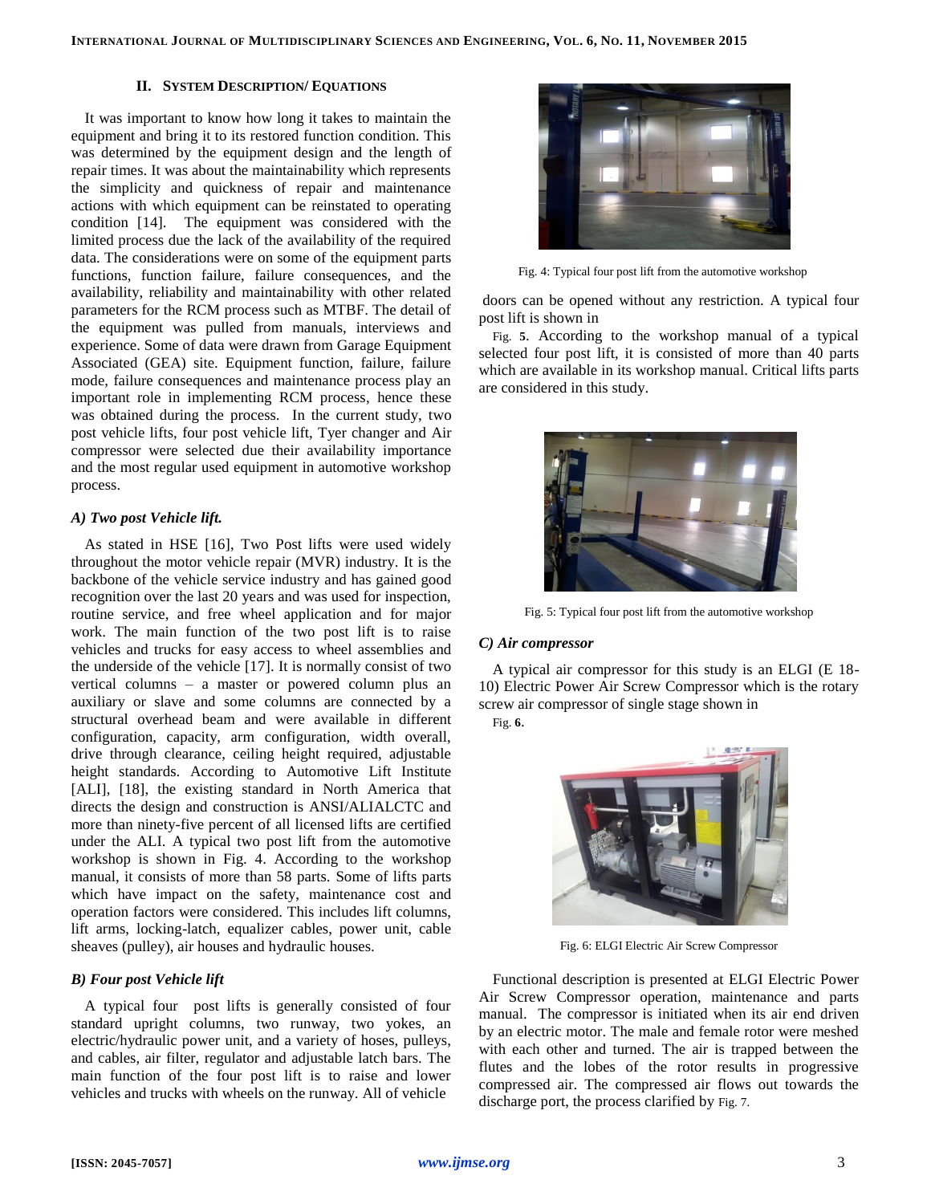## II. System Description/ Equations

It was important to know how long it takes to maintain the equipment and bring it to its restored function condition. This was determined by the equipment design and the length of repair times. It was about the maintainability which represents the simplicity and quickness of repair and maintenance actions with which equipment can be reinstated to operating condition [14]. The equipment was considered with the limited process due the lack of the availability of the required data. The considerations were on some of the equipment parts functions, function failure, failure consequences, and the availability, reliability and maintainability with other related parameters for the RCM process such as MTBF. The detail of the equipment was pulled from manuals, interviews and experience. Some of data were drawn from Garage Equipment Associated (GEA) site. Equipment function, failure, failure mode, failure consequences and maintenance process play an important role in implementing RCM process, hence these was obtained during the process. In the current study, two post vehicle lifts, four post vehicle lift, Tyer changer and Air compressor were selected due their availability importance and the most regular used equipment in automotive workshop process.

### *A) Two post Vehicle lift.*

As stated in HSE [16], Two Post lifts were used widely throughout the motor vehicle repair (MVR) industry. It is the backbone of the vehicle service industry and has gained good recognition over the last 20 years and was used for inspection, routine service, and free wheel application and for major work. The main function of the two post lift is to raise vehicles and trucks for easy access to wheel assemblies and the underside of the vehicle [17]. It is normally consist of two vertical columns – a master or powered column plus an auxiliary or slave and some columns are connected by a structural overhead beam and were available in different configuration, capacity, arm configuration, width overall, drive through clearance, ceiling height required, adjustable height standards. According to Automotive Lift Institute [ALI], [18], the existing standard in North America that directs the design and construction is ANSI/ALIALCTC and more than ninety-five percent of all licensed lifts are certified under the ALI. A typical two post lift from the automotive workshop is shown in Fig. 4. According to the workshop manual, it consists of more than 58 parts. Some of lifts parts which have impact on the safety, maintenance cost and operation factors were considered. This includes lift columns, lift arms, locking-latch, equalizer cables, power unit, cable sheaves (pulley), air houses and hydraulic houses.

### *B) Four post Vehicle lift*

A typical four post lifts is generally consisted of four standard upright columns, two runway, two yokes, an electric/hydraulic power unit, and a variety of hoses, pulleys, and cables, air filter, regulator and adjustable latch bars. The main function of the four post lift is to raise and lower vehicles and trucks with wheels on the runway. All of vehicle

Fig. 4: Typical four post lift from the automotive workshop

doors can be opened without any restriction. A typical four post lift is shown in Fig. 5. According to the workshop manual of a typical selected four post lift, it is consisted of more than 40 parts which are available in its workshop manual. Critical lifts parts are considered in this study.

Fig. 5: Typical four post lift from the automotive workshop

### *C) Air compressor*

A typical air compressor for this study is an ELGI (E 18-10) Electric Power Air Screw Compressor which is the rotary screw air compressor of single stage shown in Fig. 6.

Fig. 6: ELGI Electric Air Screw Compressor

Functional description is presented at ELGI Electric Power Air Screw Compressor operation, maintenance and parts manual. The compressor is initiated when its air end driven by an electric motor. The male and female rotor were meshed with each other and turned. The air is trapped between the flutes and the lobes of the rotor results in progressive compressed air. The compressed air flows out towards the discharge port, the process clarified by Fig. 7.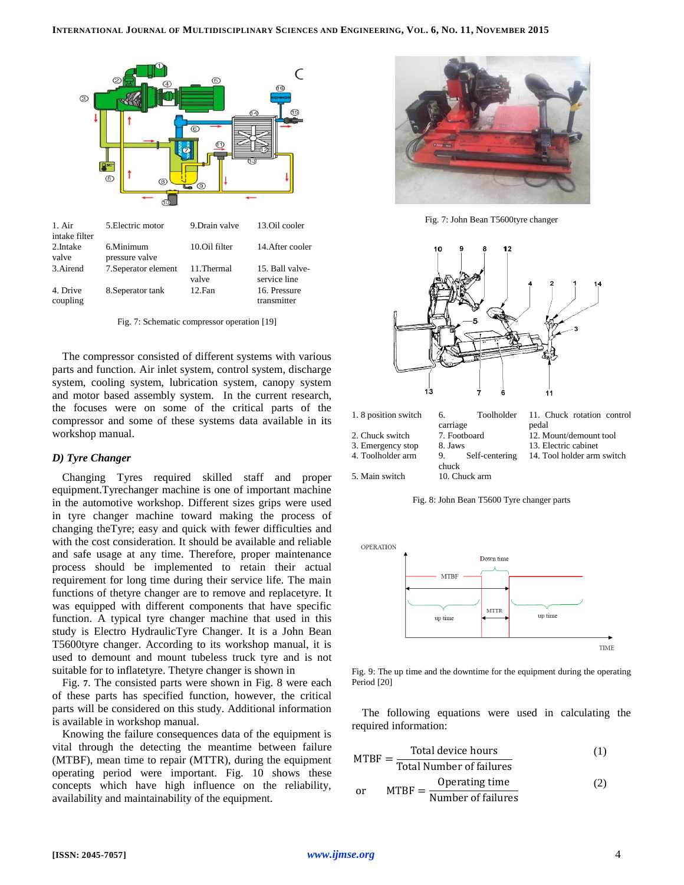| 1. Air intake filter | 5.Electric motor | 9.Drain valve | 13.Oil cooler |
|---|---|---|---|
| 2.Intake valve | 6.Minimum pressure valve | 10.Oil filter | 14.After cooler |
| 3.Airend | 7.Seperator element | 11.Thermal valve | 15. Ball valve-service line |
| 4. Drive coupling | 8.Seperator tank | 12.Fan | 16. Pressure transmitter |

Fig. 7: Schematic compressor operation [19]

The compressor consisted of different systems with various parts and function. Air inlet system, control system, discharge system, cooling system, lubrication system, canopy system and motor based assembly system. In the current research, the focuses were on some of the critical parts of the compressor and some of these systems data available in its workshop manual.

### *D) Tyre Changer*

Changing Tyres required skilled staff and proper equipment.Tyrechanger machine is one of important machine in the automotive workshop. Different sizes grips were used in tyre changer machine toward making the process of changing theTyre; easy and quick with fewer difficulties and with the cost consideration. It should be available and reliable and safe usage at any time. Therefore, proper maintenance process should be implemented to retain their actual requirement for long time during their service life. The main functions of thetyre changer are to remove and replacetyre. It was equipped with different components that have specific function. A typical tyre changer machine that used in this study is Electro HydraulicTyre Changer. It is a John Bean T5600tyre changer. According to its workshop manual, it is used to demount and mount tubeless truck tyre and is not suitable for to inflatetyre. Thetyre changer is shown in

Fig. 7. The consisted parts were shown in Fig. 8 were each of these parts has specified function, however, the critical parts will be considered on this study. Additional information is available in workshop manual.

Knowing the failure consequences data of the equipment is vital through the detecting the meantime between failure (MTBF), mean time to repair (MTTR), during the equipment operating period were important. Fig. 10 shows these concepts which have high influence on the reliability, availability and maintainability of the equipment.

Fig. 7: John Bean T5600tyre changer

| 1. 8 position switch | 6. Toolholder carriage | 11. Chuck rotation control pedal |
|---|---|---|
| 2. Chuck switch | 7. Footboard | 12. Mount/demount tool |
| 3. Emergency stop | 8. Jaws | 13. Electric cabinet |
| 4. Toolholder arm | 9. Self-centering chuck | 14. Tool holder arm switch |
| 5. Main switch | 10. Chuck arm | |

Fig. 8: John Bean T5600 Tyre changer parts

Fig. 9: The up time and the downtime for the equipment during the operating Period [20]

The following equations were used in calculating the required information:

$$\text{MTBF} = \frac{\text{Total device hours}}{\text{Total Number of failures}} \quad (1)$$

or

$$\text{MTBF} = \frac{\text{Operating time}}{\text{Number of failures}} \quad (2)$$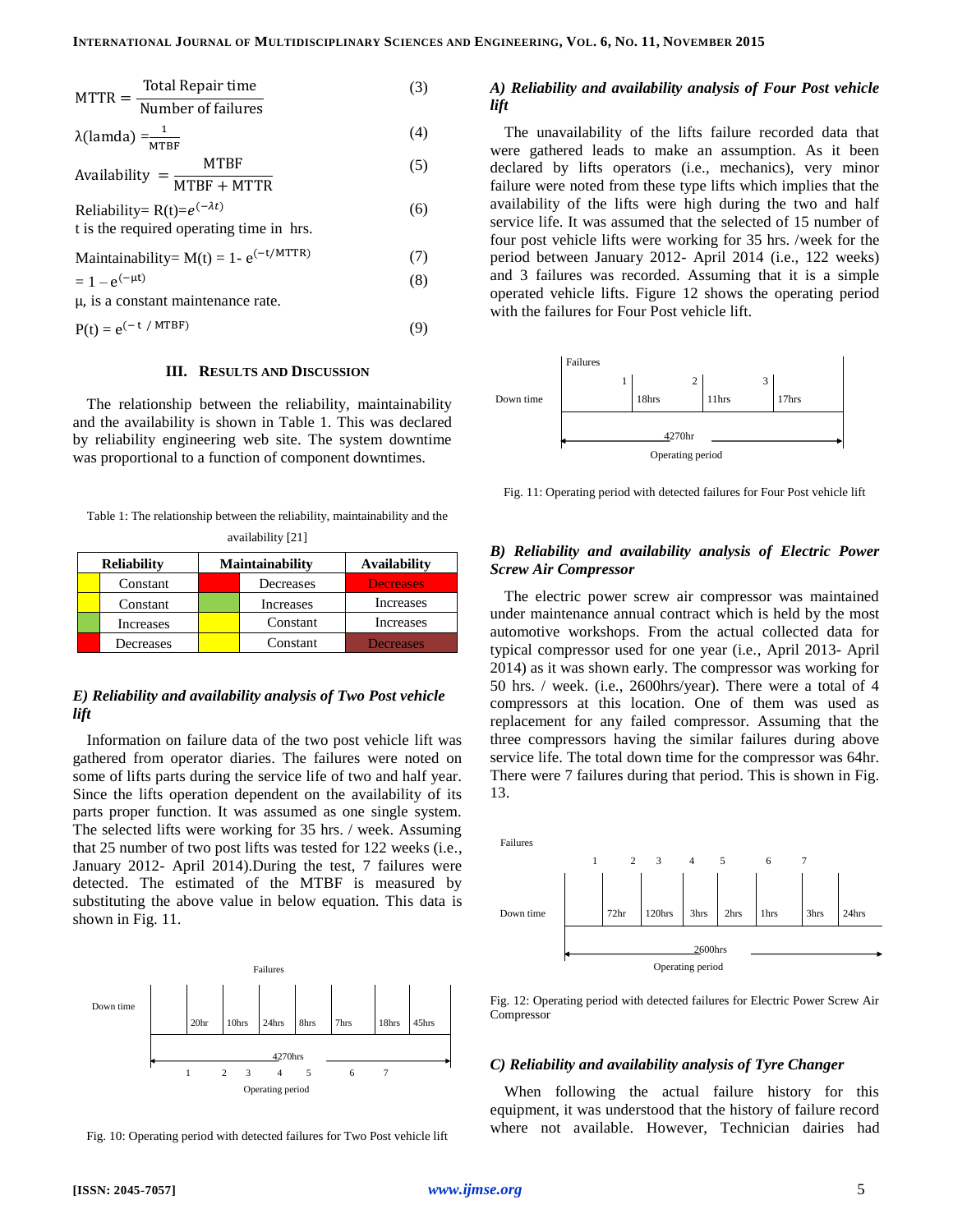$$\text{MTTR} = \frac{\text{Total Repair time}}{\text{Number of failures}} \quad (3)$$

$$\lambda(\text{lamda}) = \frac{1}{\text{MTBF}} \quad (4)$$

$$\text{Availability} = \frac{\text{MTBF}}{\text{MTBF} + \text{MTTR}} \quad (5)$$

$$\text{Reliability} = R(t) = e^{(-\lambda t)} \quad (6)$$

t is the required operating time in hrs.

$$\text{Maintainability} = M(t) = 1 - e^{(-t/\text{MTTR})} \quad (7)$$

$$= 1 - e^{(-\mu t)} \quad (8)$$

μ, is a constant maintenance rate.

$$P(t) = e^{(-t\,/\,\text{MTBF})} \quad (9)$$

## III. Results and Discussion

The relationship between the reliability, maintainability and the availability is shown in Table 1. This was declared by reliability engineering web site. The system downtime was proportional to a function of component downtimes.

Table 1: The relationship between the reliability, maintainability and the availability [21]

| Reliability | Maintainability | Availability |
|---|---|---|
| Constant | Decreases | Decreases |
| Constant | Increases | Increases |
| Increases | Constant | Increases |
| Decreases | Constant | Decreases |

### E) Reliability and availability analysis of Two Post vehicle lift

Information on failure data of the two post vehicle lift was gathered from operator diaries. The failures were noted on some of lifts parts during the service life of two and half year. Since the lifts operation dependent on the availability of its parts proper function. It was assumed as one single system. The selected lifts were working for 35 hrs. / week. Assuming that 25 number of two post lifts was tested for 122 weeks (i.e., January 2012- April 2014).During the test, 7 failures were detected. The estimated of the MTBF is measured by substituting the above value in below equation. This data is shown in Fig. 11.

Failures: 1, 2, 3, 4, 5, 6, 7 — Down time: 20hr, 10hrs, 24hrs, 8hrs, 7hrs, 18hrs, 45hrs — Operating period: 4270hrs

Fig. 10: Operating period with detected failures for Two Post vehicle lift

### A) Reliability and availability analysis of Four Post vehicle lift

The unavailability of the lifts failure recorded data that were gathered leads to make an assumption. As it been declared by lifts operators (i.e., mechanics), very minor failure were noted from these type lifts which implies that the availability of the lifts were high during the two and half service life. It was assumed that the selected of 15 number of four post vehicle lifts were working for 35 hrs. /week for the period between January 2012- April 2014 (i.e., 122 weeks) and 3 failures was recorded. Assuming that it is a simple operated vehicle lifts. Figure 12 shows the operating period with the failures for Four Post vehicle lift.

Failures: 1, 2, 3 — Down time: 18hrs, 11hrs, 17hrs — Operating period: 4270hr

Fig. 11: Operating period with detected failures for Four Post vehicle lift

### B) Reliability and availability analysis of Electric Power Screw Air Compressor

The electric power screw air compressor was maintained under maintenance annual contract which is held by the most automotive workshops. From the actual collected data for typical compressor used for one year (i.e., April 2013- April 2014) as it was shown early. The compressor was working for 50 hrs. / week. (i.e., 2600hrs/year). There were a total of 4 compressors at this location. One of them was used as replacement for any failed compressor. Assuming that the three compressors having the similar failures during above service life. The total down time for the compressor was 64hr. There were 7 failures during that period. This is shown in Fig. 13.

Failures: 1, 2, 3, 4, 5, 6, 7 — Down time: 72hr, 120hrs, 3hrs, 2hrs, 1hrs, 3hrs, 24hrs — Operating period: 2600hrs

Fig. 12: Operating period with detected failures for Electric Power Screw Air Compressor

### C) Reliability and availability analysis of Tyre Changer

When following the actual failure history for this equipment, it was understood that the history of failure record where not available. However, Technician dairies had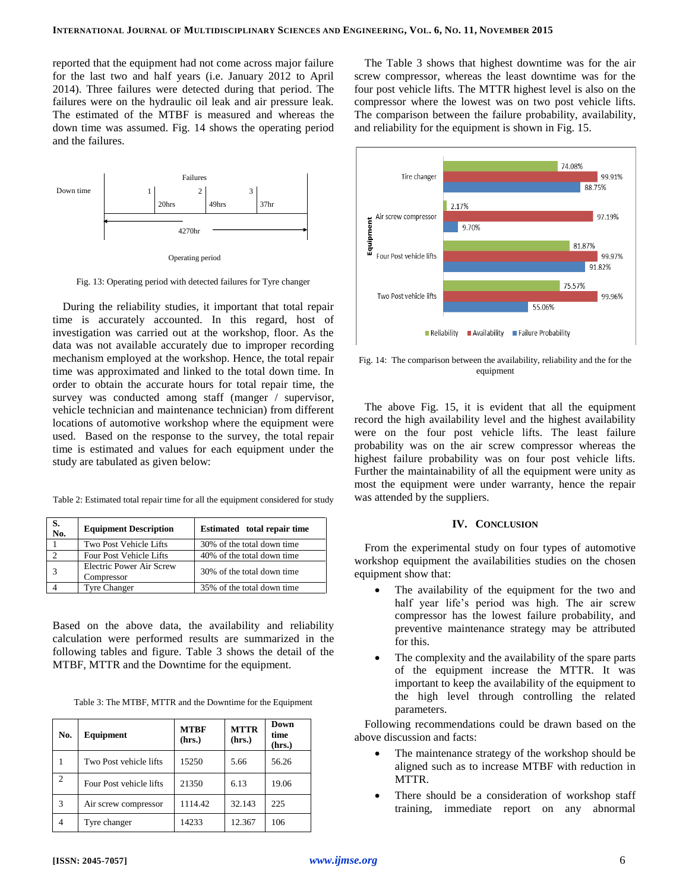reported that the equipment had not come across major failure for the last two and half years (i.e. January 2012 to April 2014). Three failures were detected during that period. The failures were on the hydraulic oil leak and air pressure leak. The estimated of the MTBF is measured and whereas the down time was assumed. Fig. 14 shows the operating period and the failures.

Fig. 13: Operating period with detected failures for Tyre changer

During the reliability studies, it important that total repair time is accurately accounted. In this regard, host of investigation was carried out at the workshop, floor. As the data was not available accurately due to improper recording mechanism employed at the workshop. Hence, the total repair time was approximated and linked to the total down time. In order to obtain the accurate hours for total repair time, the survey was conducted among staff (manger / supervisor, vehicle technician and maintenance technician) from different locations of automotive workshop where the equipment were used. Based on the response to the survey, the total repair time is estimated and values for each equipment under the study are tabulated as given below:

Table 2: Estimated total repair time for all the equipment considered for study

| S. No. | Equipment Description | Estimated total repair time |
|---|---|---|
| 1 | Two Post Vehicle Lifts | 30% of the total down time |
| 2 | Four Post Vehicle Lifts | 40% of the total down time |
| 3 | Electric Power Air Screw Compressor | 30% of the total down time |
| 4 | Tyre Changer | 35% of the total down time |

Based on the above data, the availability and reliability calculation were performed results are summarized in the following tables and figure. Table 3 shows the detail of the MTBF, MTTR and the Downtime for the equipment.

Table 3: The MTBF, MTTR and the Downtime for the Equipment

| No. | Equipment | MTBF (hrs.) | MTTR (hrs.) | Down time (hrs.) |
|---|---|---|---|---|
| 1 | Two Post vehicle lifts | 15250 | 5.66 | 56.26 |
| 2 | Four Post vehicle lifts | 21350 | 6.13 | 19.06 |
| 3 | Air screw compressor | 1114.42 | 32.143 | 225 |
| 4 | Tyre changer | 14233 | 12.367 | 106 |

The Table 3 shows that highest downtime was for the air screw compressor, whereas the least downtime was for the four post vehicle lifts. The MTTR highest level is also on the compressor where the lowest was on two post vehicle lifts. The comparison between the failure probability, availability, and reliability for the equipment is shown in Fig. 15.

Fig. 14: The comparison between the availability, reliability and the for the equipment

The above Fig. 15, it is evident that all the equipment record the high availability level and the highest availability were on the four post vehicle lifts. The least failure probability was on the air screw compressor whereas the highest failure probability was on four post vehicle lifts. Further the maintainability of all the equipment were unity as most the equipment were under warranty, hence the repair was attended by the suppliers.

## IV. Conclusion

From the experimental study on four types of automotive workshop equipment the availabilities studies on the chosen equipment show that:

- The availability of the equipment for the two and half year life's period was high. The air screw compressor has the lowest failure probability, and preventive maintenance strategy may be attributed for this.
- The complexity and the availability of the spare parts of the equipment increase the MTTR. It was important to keep the availability of the equipment to the high level through controlling the related parameters.

Following recommendations could be drawn based on the above discussion and facts:

- The maintenance strategy of the workshop should be aligned such as to increase MTBF with reduction in MTTR.
- There should be a consideration of workshop staff training, immediate report on any abnormal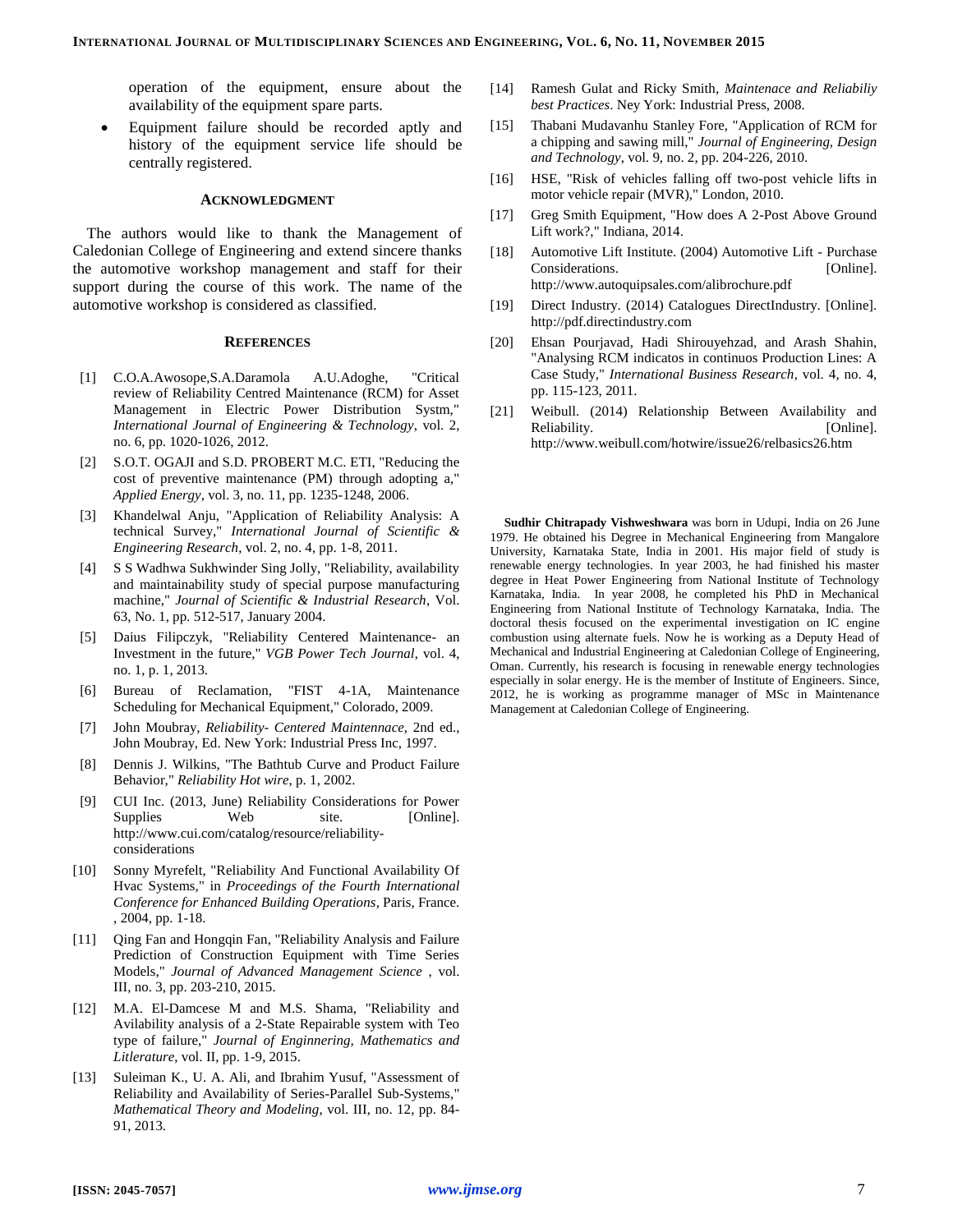operation of the equipment, ensure about the availability of the equipment spare parts.

- Equipment failure should be recorded aptly and history of the equipment service life should be centrally registered.

## ACKNOWLEDGMENT

The authors would like to thank the Management of Caledonian College of Engineering and extend sincere thanks the automotive workshop management and staff for their support during the course of this work. The name of the automotive workshop is considered as classified.

## REFERENCES

[1] C.O.A.Awosope,S.A.Daramola A.U.Adoghe, "Critical review of Reliability Centred Maintenance (RCM) for Asset Management in Electric Power Distribution Systm," *International Journal of Engineering & Technology*, vol. 2, no. 6, pp. 1020-1026, 2012.

[2] S.O.T. OGAJI and S.D. PROBERT M.C. ETI, "Reducing the cost of preventive maintenance (PM) through adopting a," *Applied Energy*, vol. 3, no. 11, pp. 1235-1248, 2006.

[3] Khandelwal Anju, "Application of Reliability Analysis: A technical Survey," *International Journal of Scientific & Engineering Research*, vol. 2, no. 4, pp. 1-8, 2011.

[4] S S Wadhwa Sukhwinder Sing Jolly, "Reliability, availability and maintainability study of special purpose manufacturing machine," *Journal of Scientific & Industrial Research*, Vol. 63, No. 1, pp. 512-517, January 2004.

[5] Daius Filipczyk, "Reliability Centered Maintenance- an Investment in the future," *VGB Power Tech Journal*, vol. 4, no. 1, p. 1, 2013.

[6] Bureau of Reclamation, "FIST 4-1A, Maintenance Scheduling for Mechanical Equipment," Colorado, 2009.

[7] John Moubray, *Reliability- Centered Maintennace*, 2nd ed., John Moubray, Ed. New York: Industrial Press Inc, 1997.

[8] Dennis J. Wilkins, "The Bathtub Curve and Product Failure Behavior," *Reliability Hot wire*, p. 1, 2002.

[9] CUI Inc. (2013, June) Reliability Considerations for Power Supplies Web site. [Online]. http://www.cui.com/catalog/resource/reliability-considerations

[10] Sonny Myrefelt, "Reliability And Functional Availability Of Hvac Systems," in *Proceedings of the Fourth International Conference for Enhanced Building Operations*, Paris, France. , 2004, pp. 1-18.

[11] Qing Fan and Hongqin Fan, "Reliability Analysis and Failure Prediction of Construction Equipment with Time Series Models," *Journal of Advanced Management Science* , vol. III, no. 3, pp. 203-210, 2015.

[12] M.A. El-Damcese M and M.S. Shama, "Reliability and Avilability analysis of a 2-State Repairable system with Teo type of failure," *Journal of Enginnering, Mathematics and Litlerature*, vol. II, pp. 1-9, 2015.

[13] Suleiman K., U. A. Ali, and Ibrahim Yusuf, "Assessment of Reliability and Availability of Series-Parallel Sub-Systems," *Mathematical Theory and Modeling*, vol. III, no. 12, pp. 84-91, 2013.

[14] Ramesh Gulat and Ricky Smith, *Maintenace and Reliabiliy best Practices*. Ney York: Industrial Press, 2008.

[15] Thabani Mudavanhu Stanley Fore, "Application of RCM for a chipping and sawing mill," *Journal of Engineering, Design and Technology*, vol. 9, no. 2, pp. 204-226, 2010.

[16] HSE, "Risk of vehicles falling off two-post vehicle lifts in motor vehicle repair (MVR)," London, 2010.

[17] Greg Smith Equipment, "How does A 2-Post Above Ground Lift work?," Indiana, 2014.

[18] Automotive Lift Institute. (2004) Automotive Lift - Purchase Considerations. [Online]. http://www.autoquipsales.com/alibrochure.pdf

[19] Direct Industry. (2014) Catalogues DirectIndustry. [Online]. http://pdf.directindustry.com

[20] Ehsan Pourjavad, Hadi Shirouyehzad, and Arash Shahin, "Analysing RCM indicatos in continuos Production Lines: A Case Study," *International Business Research*, vol. 4, no. 4, pp. 115-123, 2011.

[21] Weibull. (2014) Relationship Between Availability and Reliability. [Online]. http://www.weibull.com/hotwire/issue26/relbasics26.htm

**Sudhir Chitrapady Vishweshwara** was born in Udupi, India on 26 June 1979. He obtained his Degree in Mechanical Engineering from Mangalore University, Karnataka State, India in 2001. His major field of study is renewable energy technologies. In year 2003, he had finished his master degree in Heat Power Engineering from National Institute of Technology Karnataka, India. In year 2008, he completed his PhD in Mechanical Engineering from National Institute of Technology Karnataka, India. The doctoral thesis focused on the experimental investigation on IC engine combustion using alternate fuels. Now he is working as a Deputy Head of Mechanical and Industrial Engineering at Caledonian College of Engineering, Oman. Currently, his research is focusing in renewable energy technologies especially in solar energy. He is the member of Institute of Engineers. Since, 2012, he is working as programme manager of MSc in Maintenance Management at Caledonian College of Engineering.